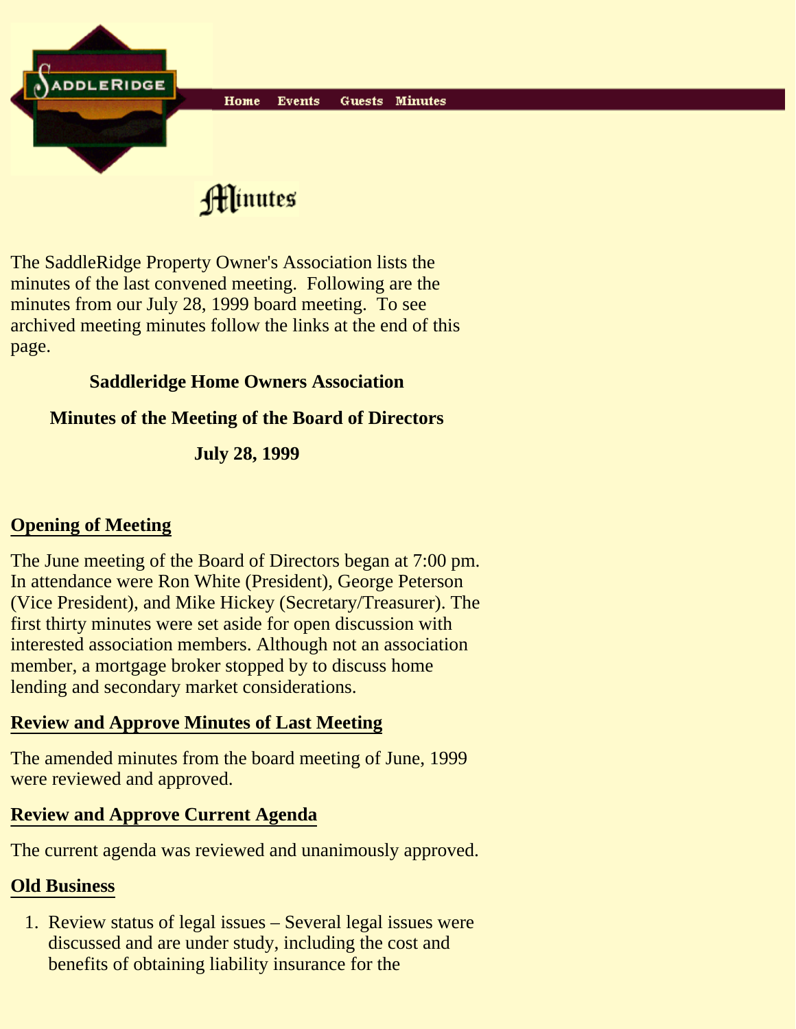SADDLERIDGE

Home Events Guests Minutes

# Minutes

The SaddleRidge Property Owner's Association lists the minutes of the last convened meeting. Following are the minutes from our July 28, 1999 board meeting. To see archived meeting minutes follow the links at the end of this page.

**Saddleridge Home Owners Association**

**Minutes of the Meeting of the Board of Directors**

**July 28, 1999**

## Opening of Meeting

The June meeting of the Board of Directors began at 7:00 pm. In attendance were Ron White (President), George Peterson (Vice President), and Mike Hickey (Secretary/Treasurer). The first thirty minutes were set aside for open discussion with interested association members. Although not an association member, a mortgage broker stopped by to discuss home lending and secondary market considerations.

## Review and Approve Minutes of Last Meeting

The amended minutes from the board meeting of June, 1999 were reviewed and approved.

## Review and Approve Current Agenda

The current agenda was reviewed and unanimously approved.

## Old Business

1. Review status of legal issues – Several legal issues were discussed and are under study, including the cost and benefits of obtaining liability insurance for the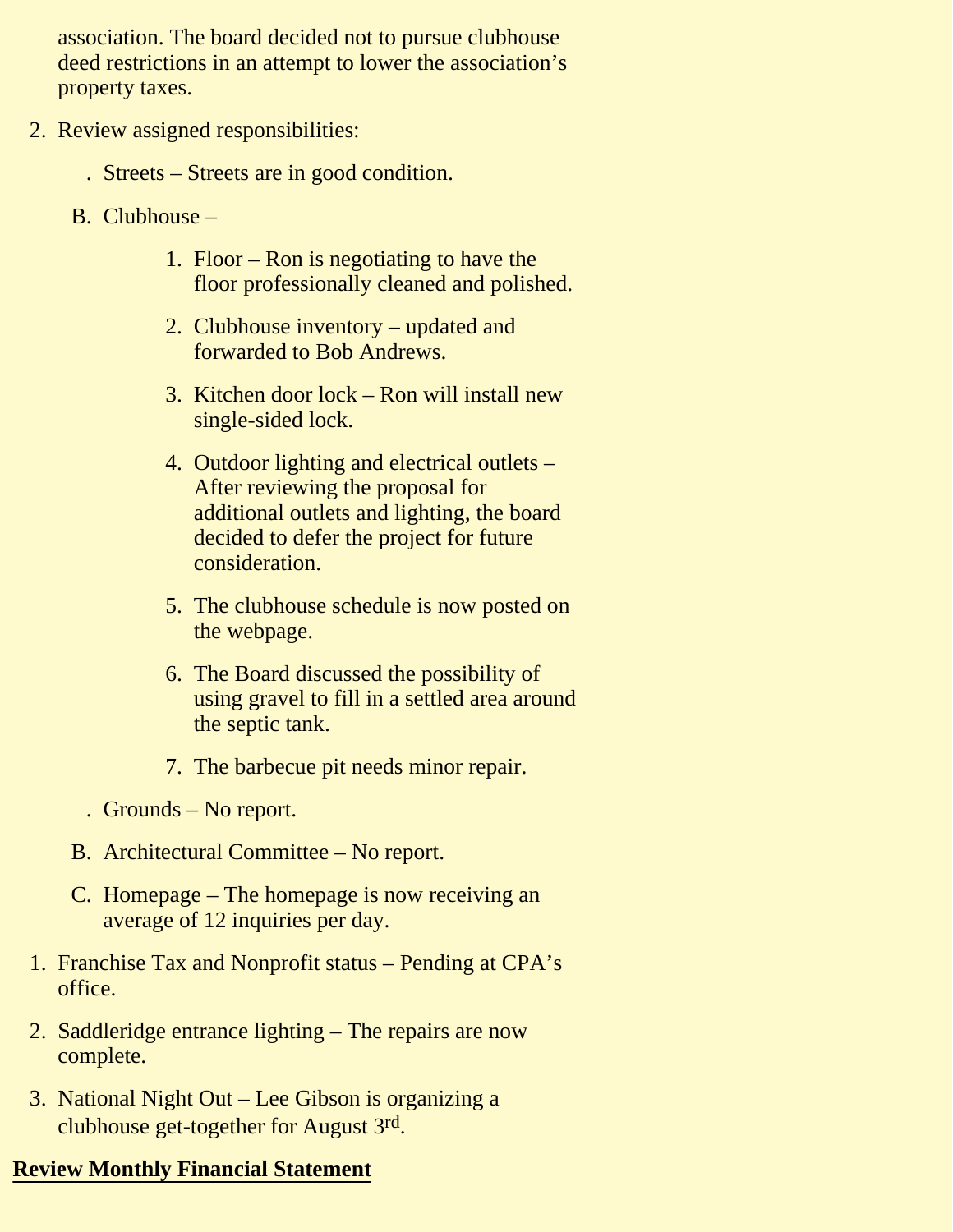association. The board decided not to pursue clubhouse deed restrictions in an attempt to lower the association's property taxes.

2. Review assigned responsibilities:

   . Streets – Streets are in good condition.

   B. Clubhouse –

      1. Floor – Ron is negotiating to have the floor professionally cleaned and polished.

      2. Clubhouse inventory – updated and forwarded to Bob Andrews.

      3. Kitchen door lock – Ron will install new single-sided lock.

      4. Outdoor lighting and electrical outlets – After reviewing the proposal for additional outlets and lighting, the board decided to defer the project for future consideration.

      5. The clubhouse schedule is now posted on the webpage.

      6. The Board discussed the possibility of using gravel to fill in a settled area around the septic tank.

      7. The barbecue pit needs minor repair.

   . Grounds – No report.

   B. Architectural Committee – No report.

   C. Homepage – The homepage is now receiving an average of 12 inquiries per day.

1. Franchise Tax and Nonprofit status – Pending at CPA's office.

2. Saddleridge entrance lighting – The repairs are now complete.

3. National Night Out – Lee Gibson is organizing a clubhouse get-together for August 3rd.

**Review Monthly Financial Statement**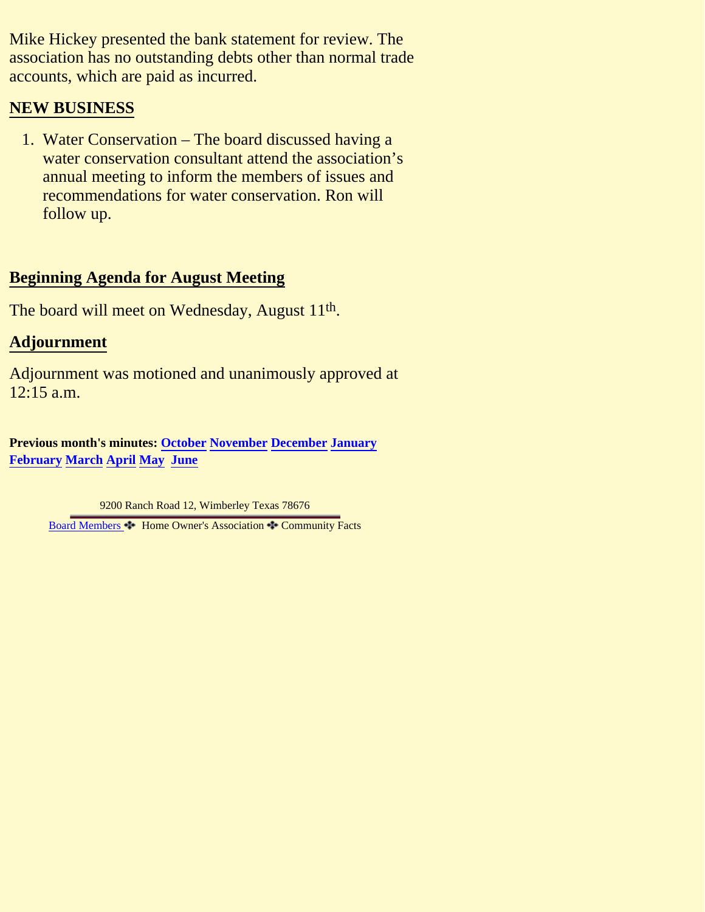Mike Hickey presented the bank statement for review. The association has no outstanding debts other than normal trade accounts, which are paid as incurred.

## NEW BUSINESS

1. Water Conservation – The board discussed having a water conservation consultant attend the association's annual meeting to inform the members of issues and recommendations for water conservation. Ron will follow up.

## Beginning Agenda for August Meeting

The board will meet on Wednesday, August 11th.

## Adjournment

Adjournment was motioned and unanimously approved at 12:15 a.m.

**Previous month's minutes: October November December January February March April May June**

9200 Ranch Road 12, Wimberley Texas 78676

Board Members ✤ Home Owner's Association ✤ Community Facts